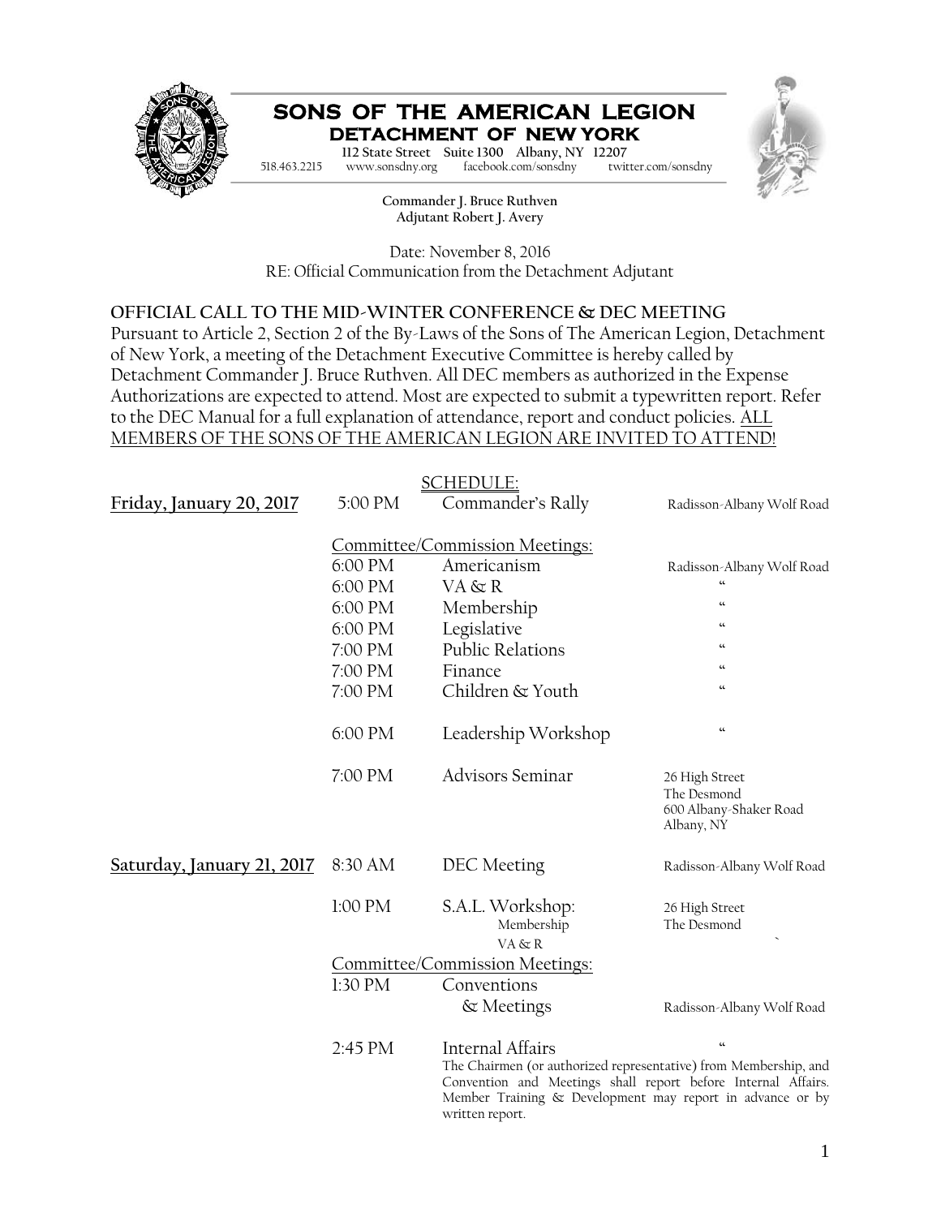# SONS OF THE AMERICAN LEGION
## DETACHMENT OF NEW YORK

112 State Street Suite 1300 Albany, NY 12207
518.463.2215 www.sonsdny.org facebook.com/sonsdny twitter.com/sonsdny

**Commander J. Bruce Ruthven**
**Adjutant Robert J. Avery**

Date: November 8, 2016
RE: Official Communication from the Detachment Adjutant

**OFFICIAL CALL TO THE MID-WINTER CONFERENCE & DEC MEETING**

Pursuant to Article 2, Section 2 of the By-Laws of the Sons of The American Legion, Detachment of New York, a meeting of the Detachment Executive Committee is hereby called by Detachment Commander J. Bruce Ruthven. All DEC members as authorized in the Expense Authorizations are expected to attend. Most are expected to submit a typewritten report. Refer to the DEC Manual for a full explanation of attendance, report and conduct policies. ALL MEMBERS OF THE SONS OF THE AMERICAN LEGION ARE INVITED TO ATTEND!

SCHEDULE:

| Date | Time | Event | Location |
|---|---|---|---|
| **Friday, January 20, 2017** | 5:00 PM | Commander's Rally | Radisson-Albany Wolf Road |
| | | Committee/Commission Meetings: | |
| | 6:00 PM | Americanism | Radisson-Albany Wolf Road |
| | 6:00 PM | VA & R | " |
| | 6:00 PM | Membership | " |
| | 6:00 PM | Legislative | " |
| | 7:00 PM | Public Relations | " |
| | 7:00 PM | Finance | " |
| | 7:00 PM | Children & Youth | " |
| | 6:00 PM | Leadership Workshop | " |
| | 7:00 PM | Advisors Seminar | 26 High Street, The Desmond, 600 Albany-Shaker Road, Albany, NY |
| **Saturday, January 21, 2017** | 8:30 AM | DEC Meeting | Radisson-Albany Wolf Road |
| | 1:00 PM | S.A.L. Workshop: Membership, VA & R | 26 High Street, The Desmond |
| | | Committee/Commission Meetings: | |
| | 1:30 PM | Conventions & Meetings | Radisson-Albany Wolf Road |
| | 2:45 PM | Internal Affairs | " |

The Chairmen (or authorized representative) from Membership, and Convention and Meetings shall report before Internal Affairs. Member Training & Development may report in advance or by written report.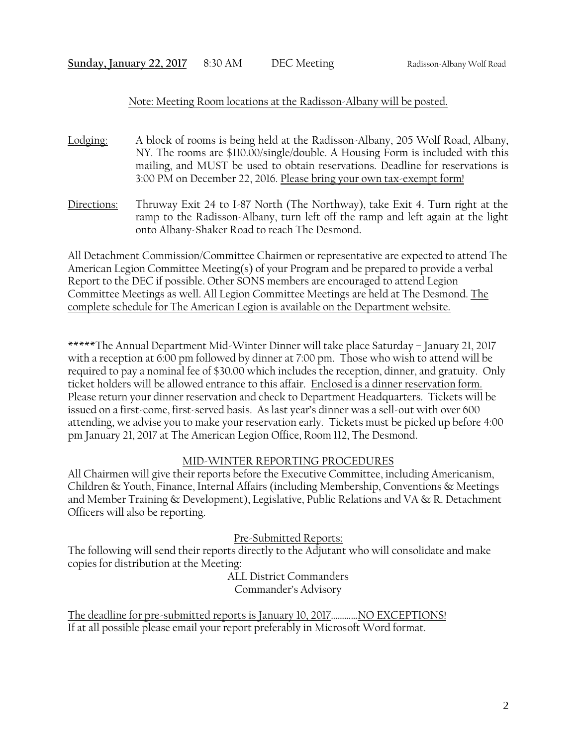**Sunday, January 22, 2017** 8:30 AM DEC Meeting Radisson-Albany Wolf Road

Note: Meeting Room locations at the Radisson-Albany will be posted.

Lodging: A block of rooms is being held at the Radisson-Albany, 205 Wolf Road, Albany, NY. The rooms are $110.00/single/double. A Housing Form is included with this mailing, and MUST be used to obtain reservations. Deadline for reservations is 3:00 PM on December 22, 2016. Please bring your own tax-exempt form!

Directions: Thruway Exit 24 to I-87 North (The Northway), take Exit 4. Turn right at the ramp to the Radisson-Albany, turn left off the ramp and left again at the light onto Albany-Shaker Road to reach The Desmond.

All Detachment Commission/Committee Chairmen or representative are expected to attend The American Legion Committee Meeting(s) of your Program and be prepared to provide a verbal Report to the DEC if possible. Other SONS members are encouraged to attend Legion Committee Meetings as well. All Legion Committee Meetings are held at The Desmond. The complete schedule for The American Legion is available on the Department website.

*****The Annual Department Mid-Winter Dinner will take place Saturday – January 21, 2017 with a reception at 6:00 pm followed by dinner at 7:00 pm. Those who wish to attend will be required to pay a nominal fee of $30.00 which includes the reception, dinner, and gratuity. Only ticket holders will be allowed entrance to this affair. Enclosed is a dinner reservation form. Please return your dinner reservation and check to Department Headquarters. Tickets will be issued on a first-come, first-served basis. As last year's dinner was a sell-out with over 600 attending, we advise you to make your reservation early. Tickets must be picked up before 4:00 pm January 21, 2017 at The American Legion Office, Room 112, The Desmond.

## MID-WINTER REPORTING PROCEDURES

All Chairmen will give their reports before the Executive Committee, including Americanism, Children & Youth, Finance, Internal Affairs (including Membership, Conventions & Meetings and Member Training & Development), Legislative, Public Relations and VA & R. Detachment Officers will also be reporting.

### Pre-Submitted Reports:

The following will send their reports directly to the Adjutant who will consolidate and make copies for distribution at the Meeting:

ALL District Commanders
Commander's Advisory

The deadline for pre-submitted reports is January 10, 2017…………NO EXCEPTIONS!
If at all possible please email your report preferably in Microsoft Word format.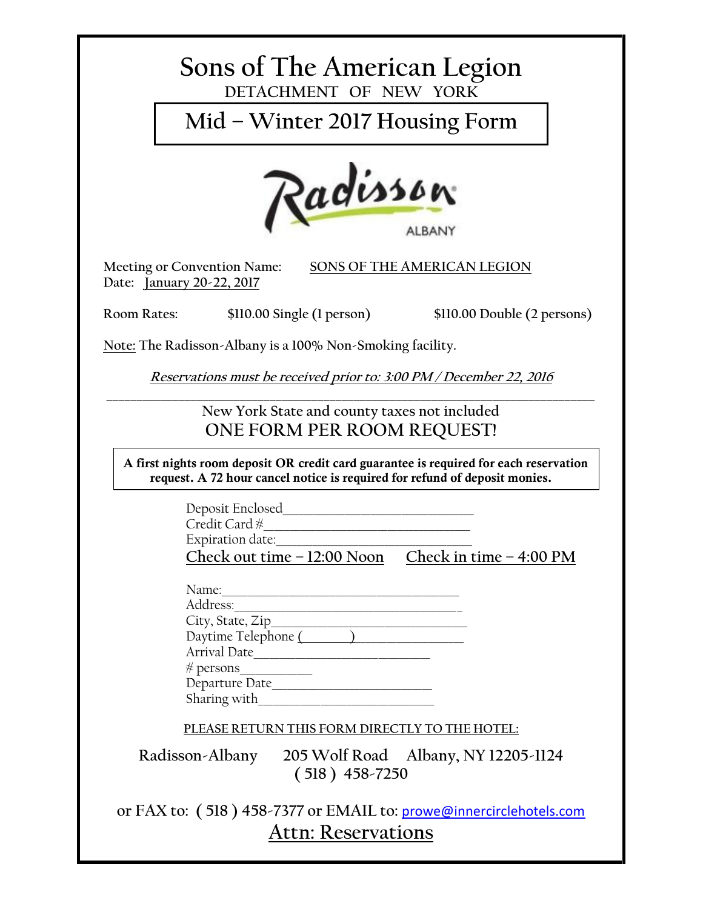# Sons of The American Legion

DETACHMENT OF NEW YORK

## Mid – Winter 2017 Housing Form

Radisson

ALBANY

Meeting or Convention Name: SONS OF THE AMERICAN LEGION

Date: January 20-22, 2017

Room Rates: $110.00 Single (1 person) $110.00 Double (2 persons)

Note: The Radisson-Albany is a 100% Non-Smoking facility.

***Reservations must be received prior to: 3:00 PM / December 22, 2016***

---

New York State and county taxes not included

ONE FORM PER ROOM REQUEST!

**A first nights room deposit OR credit card guarantee is required for each reservation request. A 72 hour cancel notice is required for refund of deposit monies.**

Deposit Enclosed______________________________

Credit Card #________________________________

Expiration date:______________________________

Check out time – 12:00 Noon Check in time – 4:00 PM

Name:____________________________________

Address:__________________________________

City, State, Zip______________________________

Daytime Telephone (_______)________________

Arrival Date__________________________

# persons__________

Departure Date________________________

Sharing with__________________________

PLEASE RETURN THIS FORM DIRECTLY TO THE HOTEL:

Radisson-Albany 205 Wolf Road Albany, NY 12205-1124

( 518 ) 458-7250

or FAX to: ( 518 ) 458-7377 or EMAIL to: prowe@innercirclehotels.com

Attn: Reservations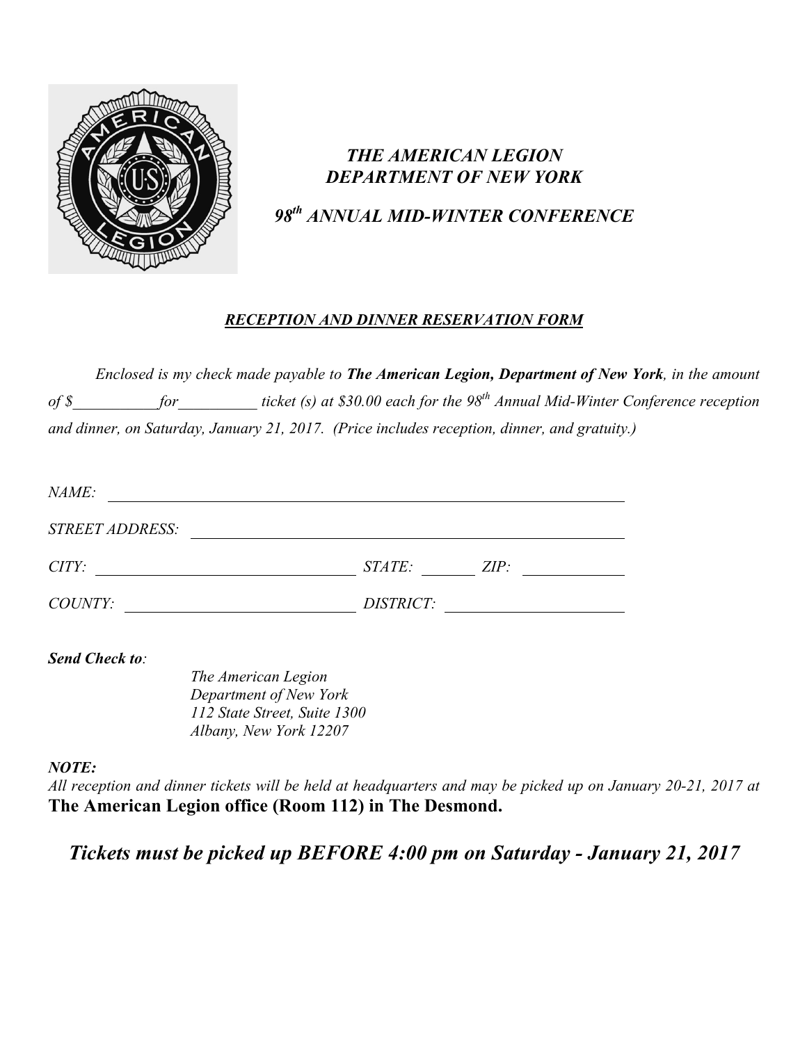# *THE AMERICAN LEGION DEPARTMENT OF NEW YORK*

## *98th ANNUAL MID-WINTER CONFERENCE*

### ***RECEPTION AND DINNER RESERVATION FORM***

*Enclosed is my check made payable to **The American Legion, Department of New York**, in the amount of $___________for__________ ticket (s) at $30.00 each for the 98th Annual Mid-Winter Conference reception and dinner, on Saturday, January 21, 2017. (Price includes reception, dinner, and gratuity.)*

*NAME:* ______________________________________________________________

*STREET ADDRESS:* ____________________________________________________

*CITY:* __________________________________ *STATE:* _______ *ZIP:* ____________

*COUNTY:* ______________________________ *DISTRICT:* ______________________

***Send Check to**:*

*The American Legion*
*Department of New York*
*112 State Street, Suite 1300*
*Albany, New York 12207*

***NOTE:***
*All reception and dinner tickets will be held at headquarters and may be picked up on January 20-21, 2017 at* **The American Legion office (Room 112) in The Desmond.**

## ***Tickets must be picked up BEFORE 4:00 pm on Saturday - January 21, 2017***